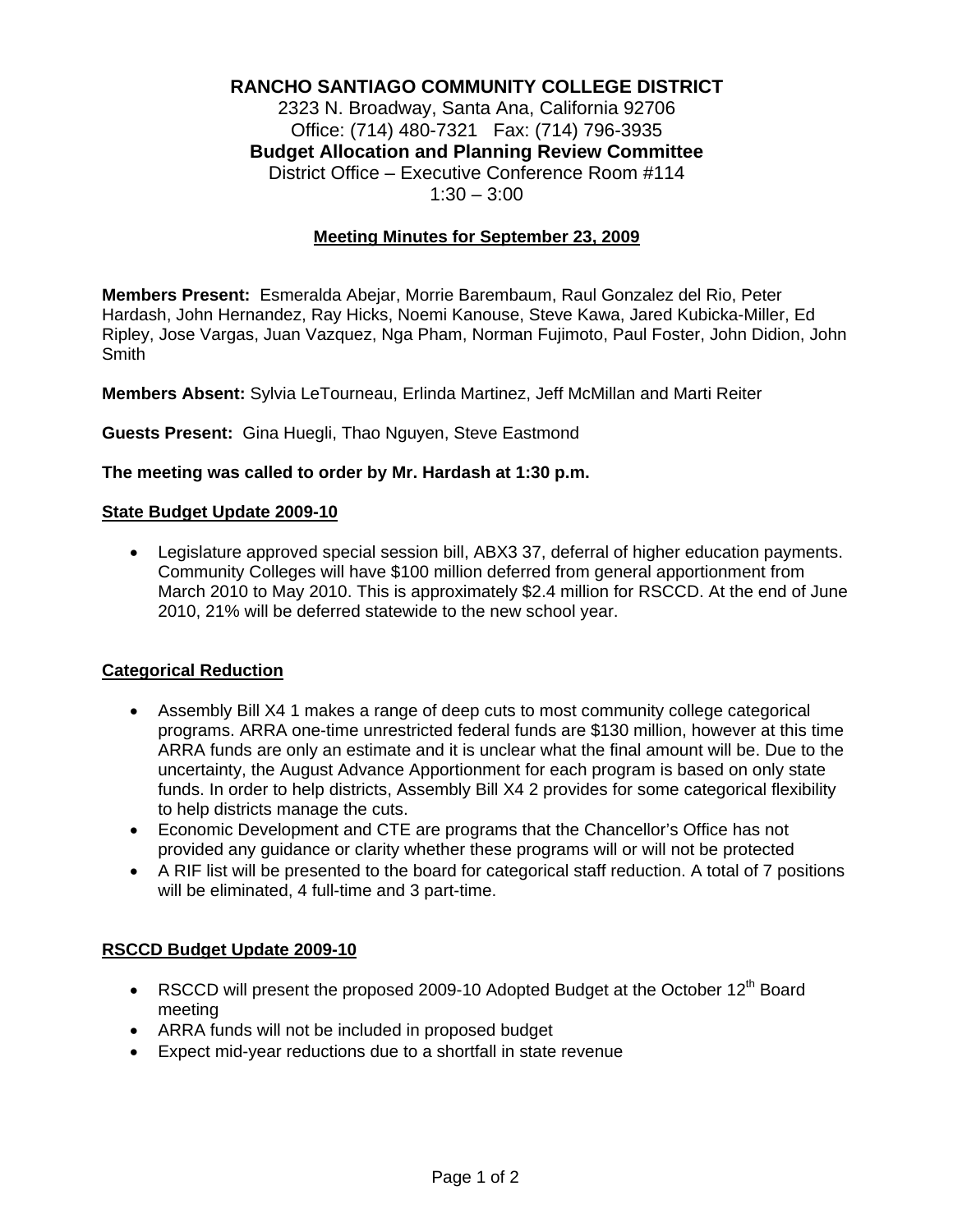**RANCHO SANTIAGO COMMUNITY COLLEGE DISTRICT**
2323 N. Broadway, Santa Ana, California 92706
Office: (714) 480-7321 Fax: (714) 796-3935
**Budget Allocation and Planning Review Committee**
District Office – Executive Conference Room #114
1:30 – 3:00

**Meeting Minutes for September 23, 2009**

**Members Present:** Esmeralda Abejar, Morrie Barembaum, Raul Gonzalez del Rio, Peter Hardash, John Hernandez, Ray Hicks, Noemi Kanouse, Steve Kawa, Jared Kubicka-Miller, Ed Ripley, Jose Vargas, Juan Vazquez, Nga Pham, Norman Fujimoto, Paul Foster, John Didion, John Smith

**Members Absent:** Sylvia LeTourneau, Erlinda Martinez, Jeff McMillan and Marti Reiter

**Guests Present:** Gina Huegli, Thao Nguyen, Steve Eastmond

**The meeting was called to order by Mr. Hardash at 1:30 p.m.**

**State Budget Update 2009-10**

- Legislature approved special session bill, ABX3 37, deferral of higher education payments. Community Colleges will have $100 million deferred from general apportionment from March 2010 to May 2010. This is approximately $2.4 million for RSCCD. At the end of June 2010, 21% will be deferred statewide to the new school year.

**Categorical Reduction**

- Assembly Bill X4 1 makes a range of deep cuts to most community college categorical programs. ARRA one-time unrestricted federal funds are $130 million, however at this time ARRA funds are only an estimate and it is unclear what the final amount will be. Due to the uncertainty, the August Advance Apportionment for each program is based on only state funds. In order to help districts, Assembly Bill X4 2 provides for some categorical flexibility to help districts manage the cuts.
- Economic Development and CTE are programs that the Chancellor's Office has not provided any guidance or clarity whether these programs will or will not be protected
- A RIF list will be presented to the board for categorical staff reduction. A total of 7 positions will be eliminated, 4 full-time and 3 part-time.

**RSCCD Budget Update 2009-10**

- RSCCD will present the proposed 2009-10 Adopted Budget at the October 12th Board meeting
- ARRA funds will not be included in proposed budget
- Expect mid-year reductions due to a shortfall in state revenue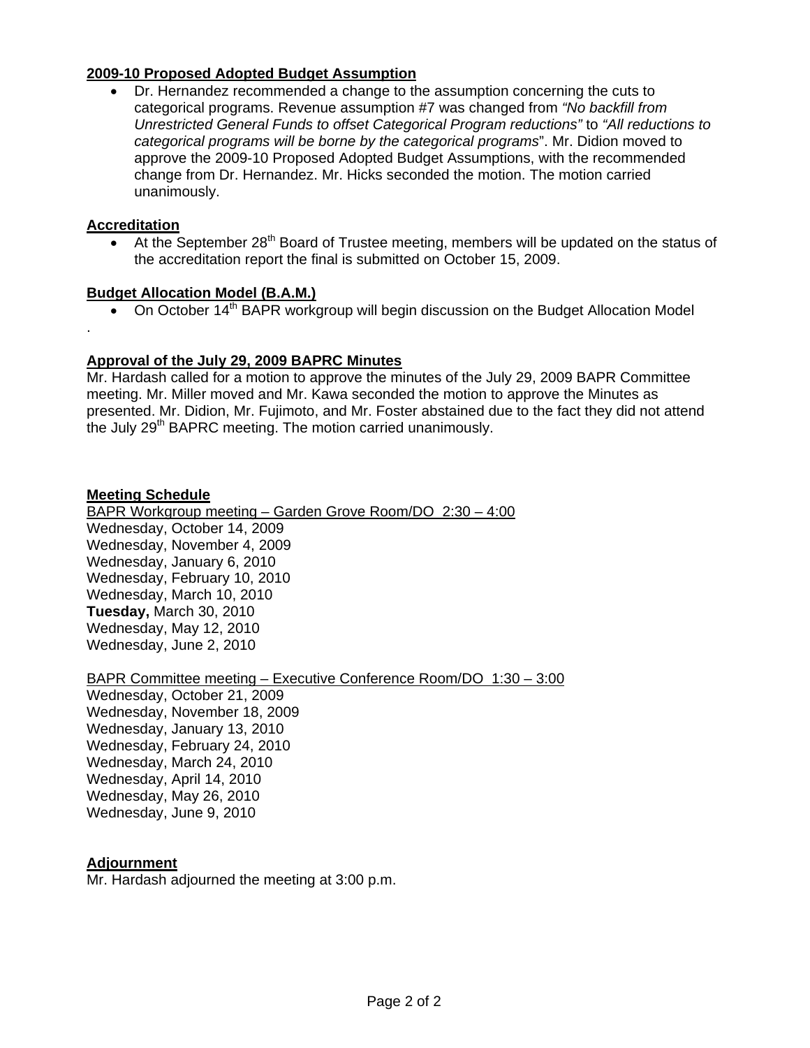**2009-10 Proposed Adopted Budget Assumption**

- Dr. Hernandez recommended a change to the assumption concerning the cuts to categorical programs. Revenue assumption #7 was changed from *"No backfill from Unrestricted General Funds to offset Categorical Program reductions"* to *"All reductions to categorical programs will be borne by the categorical programs*". Mr. Didion moved to approve the 2009-10 Proposed Adopted Budget Assumptions, with the recommended change from Dr. Hernandez. Mr. Hicks seconded the motion. The motion carried unanimously.

**Accreditation**

- At the September 28th Board of Trustee meeting, members will be updated on the status of the accreditation report the final is submitted on October 15, 2009.

**Budget Allocation Model (B.A.M.)**

- On October 14th BAPR workgroup will begin discussion on the Budget Allocation Model

.

**Approval of the July 29, 2009 BAPRC Minutes**

Mr. Hardash called for a motion to approve the minutes of the July 29, 2009 BAPR Committee meeting. Mr. Miller moved and Mr. Kawa seconded the motion to approve the Minutes as presented. Mr. Didion, Mr. Fujimoto, and Mr. Foster abstained due to the fact they did not attend the July 29th BAPRC meeting. The motion carried unanimously.

**Meeting Schedule**

BAPR Workgroup meeting – Garden Grove Room/DO 2:30 – 4:00

Wednesday, October 14, 2009
Wednesday, November 4, 2009
Wednesday, January 6, 2010
Wednesday, February 10, 2010
Wednesday, March 10, 2010
**Tuesday,** March 30, 2010
Wednesday, May 12, 2010
Wednesday, June 2, 2010

BAPR Committee meeting – Executive Conference Room/DO 1:30 – 3:00

Wednesday, October 21, 2009
Wednesday, November 18, 2009
Wednesday, January 13, 2010
Wednesday, February 24, 2010
Wednesday, March 24, 2010
Wednesday, April 14, 2010
Wednesday, May 26, 2010
Wednesday, June 9, 2010

**Adjournment**

Mr. Hardash adjourned the meeting at 3:00 p.m.